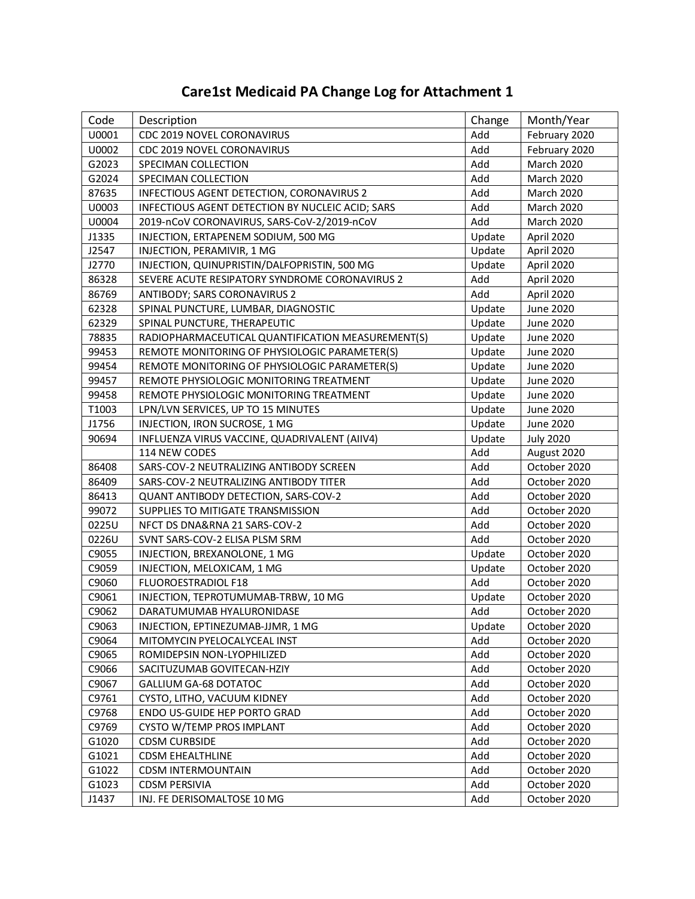# Care1st Medicaid PA Change Log for Attachment 1

| Code | Description | Change | Month/Year |
|---|---|---|---|
| U0001 | CDC 2019 NOVEL CORONAVIRUS | Add | February 2020 |
| U0002 | CDC 2019 NOVEL CORONAVIRUS | Add | February 2020 |
| G2023 | SPECIMAN COLLECTION | Add | March 2020 |
| G2024 | SPECIMAN COLLECTION | Add | March 2020 |
| 87635 | INFECTIOUS AGENT DETECTION, CORONAVIRUS 2 | Add | March 2020 |
| U0003 | INFECTIOUS AGENT DETECTION BY NUCLEIC ACID; SARS | Add | March 2020 |
| U0004 | 2019-nCoV CORONAVIRUS, SARS-CoV-2/2019-nCoV | Add | March 2020 |
| J1335 | INJECTION, ERTAPENEM SODIUM, 500 MG | Update | April 2020 |
| J2547 | INJECTION, PERAMIVIR, 1 MG | Update | April 2020 |
| J2770 | INJECTION, QUINUPRISTIN/DALFOPRISTIN, 500 MG | Update | April 2020 |
| 86328 | SEVERE ACUTE RESIPATORY SYNDROME CORONAVIRUS 2 | Add | April 2020 |
| 86769 | ANTIBODY; SARS CORONAVIRUS 2 | Add | April 2020 |
| 62328 | SPINAL PUNCTURE, LUMBAR, DIAGNOSTIC | Update | June 2020 |
| 62329 | SPINAL PUNCTURE, THERAPEUTIC | Update | June 2020 |
| 78835 | RADIOPHARMACEUTICAL QUANTIFICATION MEASUREMENT(S) | Update | June 2020 |
| 99453 | REMOTE MONITORING OF PHYSIOLOGIC PARAMETER(S) | Update | June 2020 |
| 99454 | REMOTE MONITORING OF PHYSIOLOGIC PARAMETER(S) | Update | June 2020 |
| 99457 | REMOTE PHYSIOLOGIC MONITORING TREATMENT | Update | June 2020 |
| 99458 | REMOTE PHYSIOLOGIC MONITORING TREATMENT | Update | June 2020 |
| T1003 | LPN/LVN SERVICES, UP TO 15 MINUTES | Update | June 2020 |
| J1756 | INJECTION, IRON SUCROSE, 1 MG | Update | June 2020 |
| 90694 | INFLUENZA VIRUS VACCINE, QUADRIVALENT (AIIV4) | Update | July 2020 |
| | 114 NEW CODES | Add | August 2020 |
| 86408 | SARS-COV-2 NEUTRALIZING ANTIBODY SCREEN | Add | October 2020 |
| 86409 | SARS-COV-2 NEUTRALIZING ANTIBODY TITER | Add | October 2020 |
| 86413 | QUANT ANTIBODY DETECTION, SARS-COV-2 | Add | October 2020 |
| 99072 | SUPPLIES TO MITIGATE TRANSMISSION | Add | October 2020 |
| 0225U | NFCT DS DNA&RNA 21 SARS-COV-2 | Add | October 2020 |
| 0226U | SVNT SARS-COV-2 ELISA PLSM SRM | Add | October 2020 |
| C9055 | INJECTION, BREXANOLONE, 1 MG | Update | October 2020 |
| C9059 | INJECTION, MELOXICAM, 1 MG | Update | October 2020 |
| C9060 | FLUOROESTRADIOL F18 | Add | October 2020 |
| C9061 | INJECTION, TEPROTUMUMAB-TRBW, 10 MG | Update | October 2020 |
| C9062 | DARATUMUMAB HYALURONIDASE | Add | October 2020 |
| C9063 | INJECTION, EPTINEZUMAB-JJMR, 1 MG | Update | October 2020 |
| C9064 | MITOMYCIN PYELOCALYCEAL INST | Add | October 2020 |
| C9065 | ROMIDEPSIN NON-LYOPHILIZED | Add | October 2020 |
| C9066 | SACITUZUMAB GOVITECAN-HZIY | Add | October 2020 |
| C9067 | GALLIUM GA-68 DOTATOC | Add | October 2020 |
| C9761 | CYSTO, LITHO, VACUUM KIDNEY | Add | October 2020 |
| C9768 | ENDO US-GUIDE HEP PORTO GRAD | Add | October 2020 |
| C9769 | CYSTO W/TEMP PROS IMPLANT | Add | October 2020 |
| G1020 | CDSM CURBSIDE | Add | October 2020 |
| G1021 | CDSM EHEALTHLINE | Add | October 2020 |
| G1022 | CDSM INTERMOUNTAIN | Add | October 2020 |
| G1023 | CDSM PERSIVIA | Add | October 2020 |
| J1437 | INJ. FE DERISOMALTOSE 10 MG | Add | October 2020 |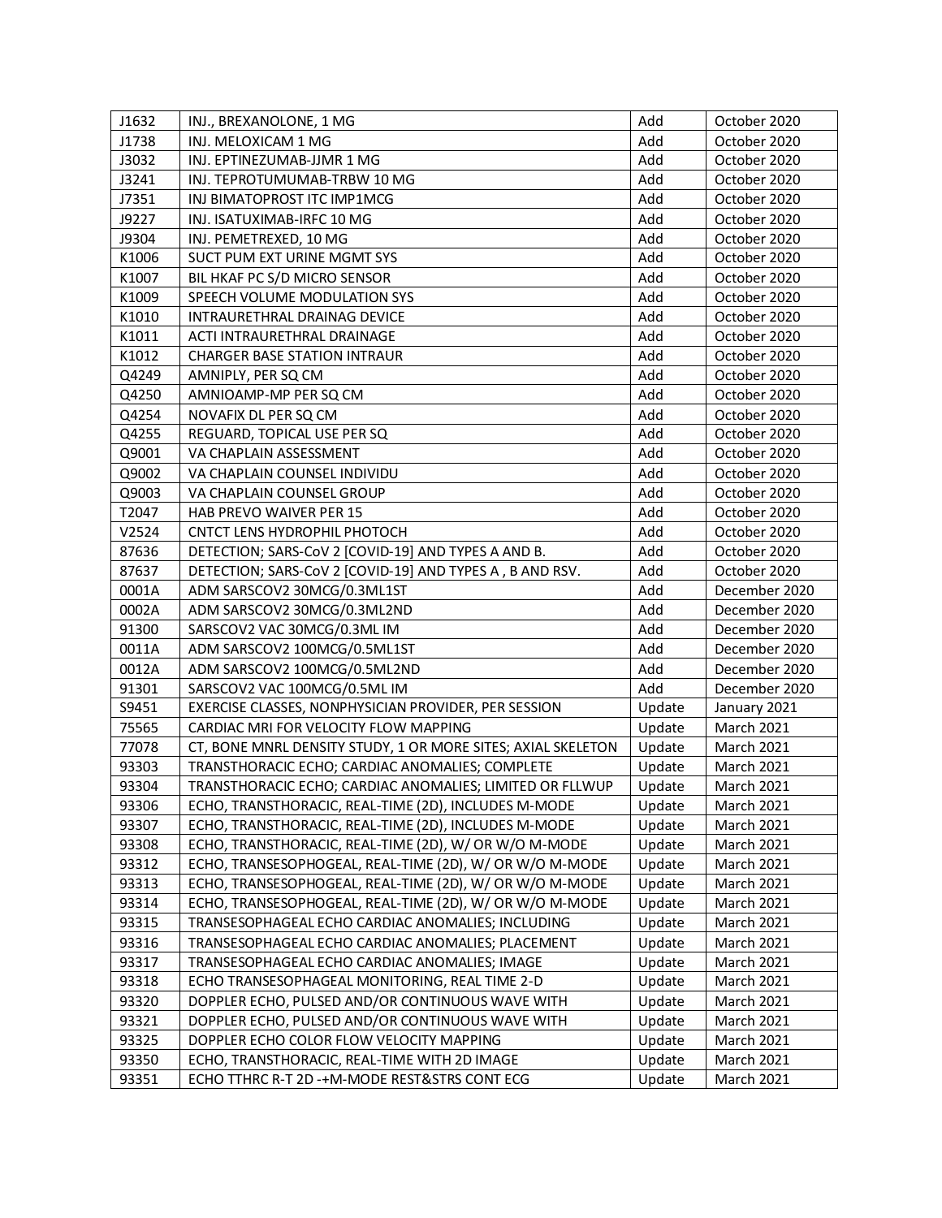| J1632 | INJ., BREXANOLONE, 1 MG | Add | October 2020 |
|---|---|---|---|
| J1738 | INJ. MELOXICAM 1 MG | Add | October 2020 |
| J3032 | INJ. EPTINEZUMAB-JJMR 1 MG | Add | October 2020 |
| J3241 | INJ. TEPROTUMUMAB-TRBW 10 MG | Add | October 2020 |
| J7351 | INJ BIMATOPROST ITC IMP1MCG | Add | October 2020 |
| J9227 | INJ. ISATUXIMAB-IRFC 10 MG | Add | October 2020 |
| J9304 | INJ. PEMETREXED, 10 MG | Add | October 2020 |
| K1006 | SUCT PUM EXT URINE MGMT SYS | Add | October 2020 |
| K1007 | BIL HKAF PC S/D MICRO SENSOR | Add | October 2020 |
| K1009 | SPEECH VOLUME MODULATION SYS | Add | October 2020 |
| K1010 | INTRAURETHRAL DRAINAG DEVICE | Add | October 2020 |
| K1011 | ACTI INTRAURETHRAL DRAINAGE | Add | October 2020 |
| K1012 | CHARGER BASE STATION INTRAUR | Add | October 2020 |
| Q4249 | AMNIPLY, PER SQ CM | Add | October 2020 |
| Q4250 | AMNIOAMP-MP PER SQ CM | Add | October 2020 |
| Q4254 | NOVAFIX DL PER SQ CM | Add | October 2020 |
| Q4255 | REGUARD, TOPICAL USE PER SQ | Add | October 2020 |
| Q9001 | VA CHAPLAIN ASSESSMENT | Add | October 2020 |
| Q9002 | VA CHAPLAIN COUNSEL INDIVIDU | Add | October 2020 |
| Q9003 | VA CHAPLAIN COUNSEL GROUP | Add | October 2020 |
| T2047 | HAB PREVO WAIVER PER 15 | Add | October 2020 |
| V2524 | CNTCT LENS HYDROPHIL PHOTOCH | Add | October 2020 |
| 87636 | DETECTION; SARS-CoV 2 [COVID-19] AND TYPES A AND B. | Add | October 2020 |
| 87637 | DETECTION; SARS-CoV 2 [COVID-19] AND TYPES A , B AND RSV. | Add | October 2020 |
| 0001A | ADM SARSCOV2 30MCG/0.3ML1ST | Add | December 2020 |
| 0002A | ADM SARSCOV2 30MCG/0.3ML2ND | Add | December 2020 |
| 91300 | SARSCOV2 VAC 30MCG/0.3ML IM | Add | December 2020 |
| 0011A | ADM SARSCOV2 100MCG/0.5ML1ST | Add | December 2020 |
| 0012A | ADM SARSCOV2 100MCG/0.5ML2ND | Add | December 2020 |
| 91301 | SARSCOV2 VAC 100MCG/0.5ML IM | Add | December 2020 |
| S9451 | EXERCISE CLASSES, NONPHYSICIAN PROVIDER, PER SESSION | Update | January 2021 |
| 75565 | CARDIAC MRI FOR VELOCITY FLOW MAPPING | Update | March 2021 |
| 77078 | CT, BONE MNRL DENSITY STUDY, 1 OR MORE SITES; AXIAL SKELETON | Update | March 2021 |
| 93303 | TRANSTHORACIC ECHO; CARDIAC ANOMALIES; COMPLETE | Update | March 2021 |
| 93304 | TRANSTHORACIC ECHO; CARDIAC ANOMALIES; LIMITED OR FLLWUP | Update | March 2021 |
| 93306 | ECHO, TRANSTHORACIC, REAL-TIME (2D), INCLUDES M-MODE | Update | March 2021 |
| 93307 | ECHO, TRANSTHORACIC, REAL-TIME (2D), INCLUDES M-MODE | Update | March 2021 |
| 93308 | ECHO, TRANSTHORACIC, REAL-TIME (2D), W/ OR W/O M-MODE | Update | March 2021 |
| 93312 | ECHO, TRANSESOPHOGEAL, REAL-TIME (2D), W/ OR W/O M-MODE | Update | March 2021 |
| 93313 | ECHO, TRANSESOPHOGEAL, REAL-TIME (2D), W/ OR W/O M-MODE | Update | March 2021 |
| 93314 | ECHO, TRANSESOPHOGEAL, REAL-TIME (2D), W/ OR W/O M-MODE | Update | March 2021 |
| 93315 | TRANSESOPHAGEAL ECHO CARDIAC ANOMALIES; INCLUDING | Update | March 2021 |
| 93316 | TRANSESOPHAGEAL ECHO CARDIAC ANOMALIES; PLACEMENT | Update | March 2021 |
| 93317 | TRANSESOPHAGEAL ECHO CARDIAC ANOMALIES; IMAGE | Update | March 2021 |
| 93318 | ECHO TRANSESOPHAGEAL MONITORING, REAL TIME 2-D | Update | March 2021 |
| 93320 | DOPPLER ECHO, PULSED AND/OR CONTINUOUS WAVE WITH | Update | March 2021 |
| 93321 | DOPPLER ECHO, PULSED AND/OR CONTINUOUS WAVE WITH | Update | March 2021 |
| 93325 | DOPPLER ECHO COLOR FLOW VELOCITY MAPPING | Update | March 2021 |
| 93350 | ECHO, TRANSTHORACIC, REAL-TIME WITH 2D IMAGE | Update | March 2021 |
| 93351 | ECHO TTHRC R-T 2D -+M-MODE REST&STRS CONT ECG | Update | March 2021 |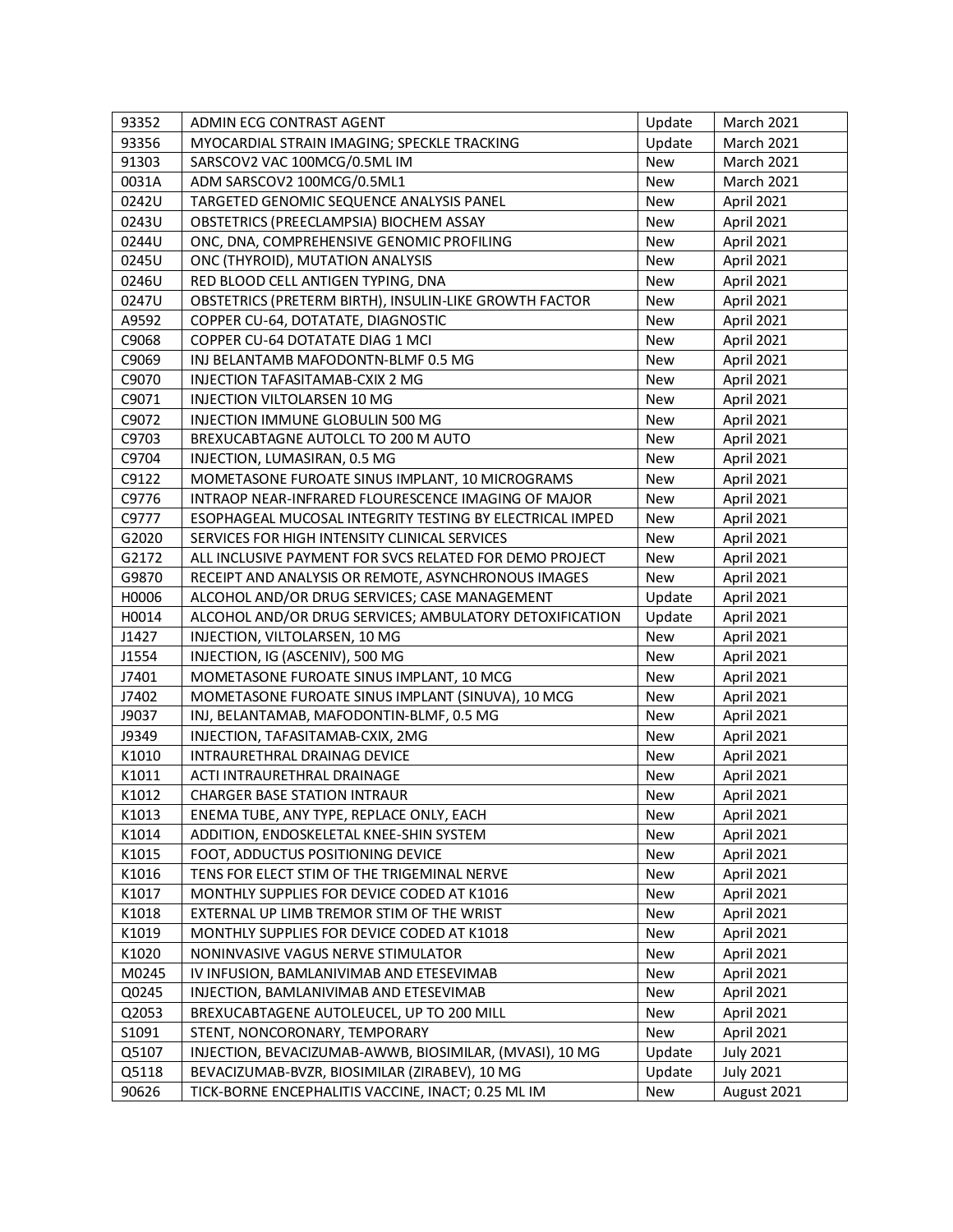| 93352 | ADMIN ECG CONTRAST AGENT | Update | March 2021 |
|---|---|---|---|
| 93356 | MYOCARDIAL STRAIN IMAGING; SPECKLE TRACKING | Update | March 2021 |
| 91303 | SARSCOV2 VAC 100MCG/0.5ML IM | New | March 2021 |
| 0031A | ADM SARSCOV2 100MCG/0.5ML1 | New | March 2021 |
| 0242U | TARGETED GENOMIC SEQUENCE ANALYSIS PANEL | New | April 2021 |
| 0243U | OBSTETRICS (PREECLAMPSIA) BIOCHEM ASSAY | New | April 2021 |
| 0244U | ONC, DNA, COMPREHENSIVE GENOMIC PROFILING | New | April 2021 |
| 0245U | ONC (THYROID), MUTATION ANALYSIS | New | April 2021 |
| 0246U | RED BLOOD CELL ANTIGEN TYPING, DNA | New | April 2021 |
| 0247U | OBSTETRICS (PRETERM BIRTH), INSULIN-LIKE GROWTH FACTOR | New | April 2021 |
| A9592 | COPPER CU-64, DOTATATE, DIAGNOSTIC | New | April 2021 |
| C9068 | COPPER CU-64 DOTATATE DIAG 1 MCI | New | April 2021 |
| C9069 | INJ BELANTAMB MAFODONTN-BLMF 0.5 MG | New | April 2021 |
| C9070 | INJECTION TAFASITAMAB-CXIX 2 MG | New | April 2021 |
| C9071 | INJECTION VILTOLARSEN 10 MG | New | April 2021 |
| C9072 | INJECTION IMMUNE GLOBULIN 500 MG | New | April 2021 |
| C9703 | BREXUCABTAGNE AUTOLCL TO 200 M AUTO | New | April 2021 |
| C9704 | INJECTION, LUMASIRAN, 0.5 MG | New | April 2021 |
| C9122 | MOMETASONE FUROATE SINUS IMPLANT, 10 MICROGRAMS | New | April 2021 |
| C9776 | INTRAOP NEAR-INFRARED FLOURESCENCE IMAGING OF MAJOR | New | April 2021 |
| C9777 | ESOPHAGEAL MUCOSAL INTEGRITY TESTING BY ELECTRICAL IMPED | New | April 2021 |
| G2020 | SERVICES FOR HIGH INTENSITY CLINICAL SERVICES | New | April 2021 |
| G2172 | ALL INCLUSIVE PAYMENT FOR SVCS RELATED FOR DEMO PROJECT | New | April 2021 |
| G9870 | RECEIPT AND ANALYSIS OR REMOTE, ASYNCHRONOUS IMAGES | New | April 2021 |
| H0006 | ALCOHOL AND/OR DRUG SERVICES; CASE MANAGEMENT | Update | April 2021 |
| H0014 | ALCOHOL AND/OR DRUG SERVICES; AMBULATORY DETOXIFICATION | Update | April 2021 |
| J1427 | INJECTION, VILTOLARSEN, 10 MG | New | April 2021 |
| J1554 | INJECTION, IG (ASCENIV), 500 MG | New | April 2021 |
| J7401 | MOMETASONE FUROATE SINUS IMPLANT, 10 MCG | New | April 2021 |
| J7402 | MOMETASONE FUROATE SINUS IMPLANT (SINUVA), 10 MCG | New | April 2021 |
| J9037 | INJ, BELANTAMAB, MAFODONTIN-BLMF, 0.5 MG | New | April 2021 |
| J9349 | INJECTION, TAFASITAMAB-CXIX, 2MG | New | April 2021 |
| K1010 | INTRAURETHRAL DRAINAG DEVICE | New | April 2021 |
| K1011 | ACTI INTRAURETHRAL DRAINAGE | New | April 2021 |
| K1012 | CHARGER BASE STATION INTRAUR | New | April 2021 |
| K1013 | ENEMA TUBE, ANY TYPE, REPLACE ONLY, EACH | New | April 2021 |
| K1014 | ADDITION, ENDOSKELETAL KNEE-SHIN SYSTEM | New | April 2021 |
| K1015 | FOOT, ADDUCTUS POSITIONING DEVICE | New | April 2021 |
| K1016 | TENS FOR ELECT STIM OF THE TRIGEMINAL NERVE | New | April 2021 |
| K1017 | MONTHLY SUPPLIES FOR DEVICE CODED AT K1016 | New | April 2021 |
| K1018 | EXTERNAL UP LIMB TREMOR STIM OF THE WRIST | New | April 2021 |
| K1019 | MONTHLY SUPPLIES FOR DEVICE CODED AT K1018 | New | April 2021 |
| K1020 | NONINVASIVE VAGUS NERVE STIMULATOR | New | April 2021 |
| M0245 | IV INFUSION, BAMLANIVIMAB AND ETESEVIMAB | New | April 2021 |
| Q0245 | INJECTION, BAMLANIVIMAB AND ETESEVIMAB | New | April 2021 |
| Q2053 | BREXUCABTAGENE AUTOLEUCEL, UP TO 200 MILL | New | April 2021 |
| S1091 | STENT, NONCORONARY, TEMPORARY | New | April 2021 |
| Q5107 | INJECTION, BEVACIZUMAB-AWWB, BIOSIMILAR, (MVASI), 10 MG | Update | July 2021 |
| Q5118 | BEVACIZUMAB-BVZR, BIOSIMILAR (ZIRABEV), 10 MG | Update | July 2021 |
| 90626 | TICK-BORNE ENCEPHALITIS VACCINE, INACT; 0.25 ML IM | New | August 2021 |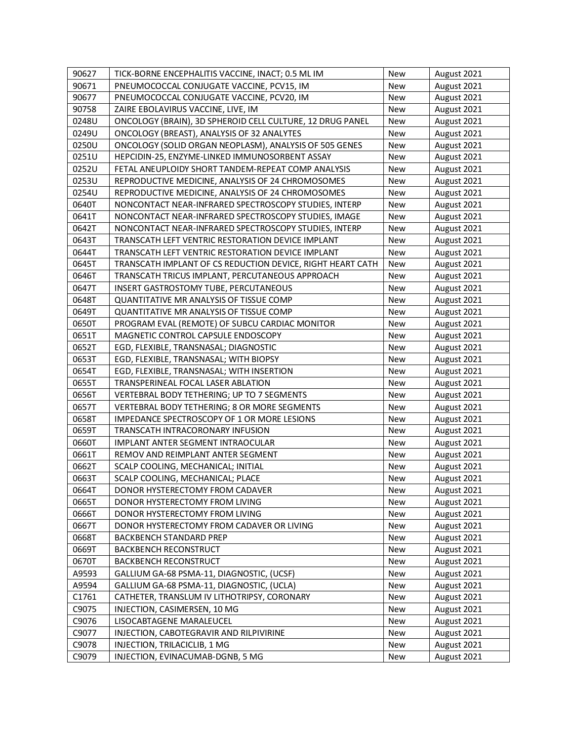| | | | |
|---|---|---|---|
| 90627 | TICK-BORNE ENCEPHALITIS VACCINE, INACT; 0.5 ML IM | New | August 2021 |
| 90671 | PNEUMOCOCCAL CONJUGATE VACCINE, PCV15, IM | New | August 2021 |
| 90677 | PNEUMOCOCCAL CONJUGATE VACCINE, PCV20, IM | New | August 2021 |
| 90758 | ZAIRE EBOLAVIRUS VACCINE, LIVE, IM | New | August 2021 |
| 0248U | ONCOLOGY (BRAIN), 3D SPHEROID CELL CULTURE, 12 DRUG PANEL | New | August 2021 |
| 0249U | ONCOLOGY (BREAST), ANALYSIS OF 32 ANALYTES | New | August 2021 |
| 0250U | ONCOLOGY (SOLID ORGAN NEOPLASM), ANALYSIS OF 505 GENES | New | August 2021 |
| 0251U | HEPCIDIN-25, ENZYME-LINKED IMMUNOSORBENT ASSAY | New | August 2021 |
| 0252U | FETAL ANEUPLOIDY SHORT TANDEM-REPEAT COMP ANALYSIS | New | August 2021 |
| 0253U | REPRODUCTIVE MEDICINE, ANALYSIS OF 24 CHROMOSOMES | New | August 2021 |
| 0254U | REPRODUCTIVE MEDICINE, ANALYSIS OF 24 CHROMOSOMES | New | August 2021 |
| 0640T | NONCONTACT NEAR-INFRARED SPECTROSCOPY STUDIES, INTERP | New | August 2021 |
| 0641T | NONCONTACT NEAR-INFRARED SPECTROSCOPY STUDIES, IMAGE | New | August 2021 |
| 0642T | NONCONTACT NEAR-INFRARED SPECTROSCOPY STUDIES, INTERP | New | August 2021 |
| 0643T | TRANSCATH LEFT VENTRIC RESTORATION DEVICE IMPLANT | New | August 2021 |
| 0644T | TRANSCATH LEFT VENTRIC RESTORATION DEVICE IMPLANT | New | August 2021 |
| 0645T | TRANSCATH IMPLANT OF CS REDUCTION DEVICE, RIGHT HEART CATH | New | August 2021 |
| 0646T | TRANSCATH TRICUS IMPLANT, PERCUTANEOUS APPROACH | New | August 2021 |
| 0647T | INSERT GASTROSTOMY TUBE, PERCUTANEOUS | New | August 2021 |
| 0648T | QUANTITATIVE MR ANALYSIS OF TISSUE COMP | New | August 2021 |
| 0649T | QUANTITATIVE MR ANALYSIS OF TISSUE COMP | New | August 2021 |
| 0650T | PROGRAM EVAL (REMOTE) OF SUBCU CARDIAC MONITOR | New | August 2021 |
| 0651T | MAGNETIC CONTROL CAPSULE ENDOSCOPY | New | August 2021 |
| 0652T | EGD, FLEXIBLE, TRANSNASAL; DIAGNOSTIC | New | August 2021 |
| 0653T | EGD, FLEXIBLE, TRANSNASAL; WITH BIOPSY | New | August 2021 |
| 0654T | EGD, FLEXIBLE, TRANSNASAL; WITH INSERTION | New | August 2021 |
| 0655T | TRANSPERINEAL FOCAL LASER ABLATION | New | August 2021 |
| 0656T | VERTEBRAL BODY TETHERING; UP TO 7 SEGMENTS | New | August 2021 |
| 0657T | VERTEBRAL BODY TETHERING; 8 OR MORE SEGMENTS | New | August 2021 |
| 0658T | IMPEDANCE SPECTROSCOPY OF 1 OR MORE LESIONS | New | August 2021 |
| 0659T | TRANSCATH INTRACORONARY INFUSION | New | August 2021 |
| 0660T | IMPLANT ANTER SEGMENT INTRAOCULAR | New | August 2021 |
| 0661T | REMOV AND REIMPLANT ANTER SEGMENT | New | August 2021 |
| 0662T | SCALP COOLING, MECHANICAL; INITIAL | New | August 2021 |
| 0663T | SCALP COOLING, MECHANICAL; PLACE | New | August 2021 |
| 0664T | DONOR HYSTERECTOMY FROM CADAVER | New | August 2021 |
| 0665T | DONOR HYSTERECTOMY FROM LIVING | New | August 2021 |
| 0666T | DONOR HYSTERECTOMY FROM LIVING | New | August 2021 |
| 0667T | DONOR HYSTERECTOMY FROM CADAVER OR LIVING | New | August 2021 |
| 0668T | BACKBENCH STANDARD PREP | New | August 2021 |
| 0669T | BACKBENCH RECONSTRUCT | New | August 2021 |
| 0670T | BACKBENCH RECONSTRUCT | New | August 2021 |
| A9593 | GALLIUM GA-68 PSMA-11, DIAGNOSTIC, (UCSF) | New | August 2021 |
| A9594 | GALLIUM GA-68 PSMA-11, DIAGNOSTIC, (UCLA) | New | August 2021 |
| C1761 | CATHETER, TRANSLUM IV LITHOTRIPSY, CORONARY | New | August 2021 |
| C9075 | INJECTION, CASIMERSEN, 10 MG | New | August 2021 |
| C9076 | LISOCABTAGENE MARALEUCEL | New | August 2021 |
| C9077 | INJECTION, CABOTEGRAVIR AND RILPIVIRINE | New | August 2021 |
| C9078 | INJECTION, TRILACICLIB, 1 MG | New | August 2021 |
| C9079 | INJECTION, EVINACUMAB-DGNB, 5 MG | New | August 2021 |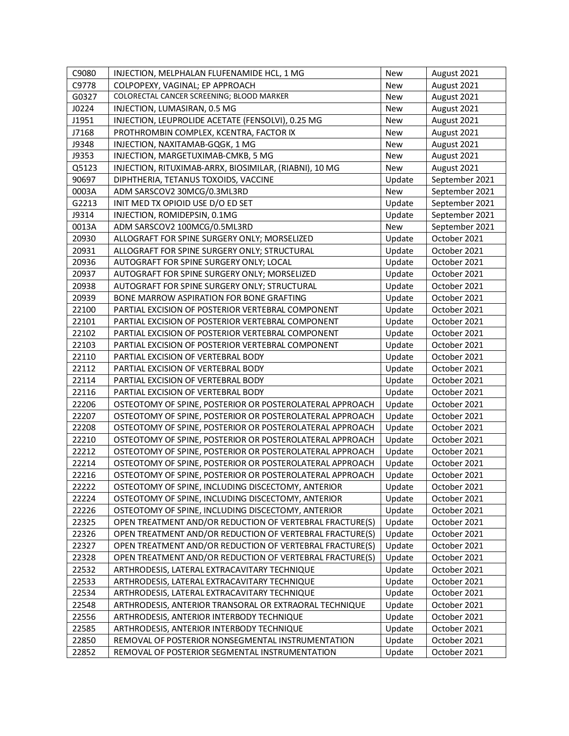| C9080 | INJECTION, MELPHALAN FLUFENAMIDE HCL, 1 MG | New | August 2021 |
|---|---|---|---|
| C9778 | COLPOPEXY, VAGINAL; EP APPROACH | New | August 2021 |
| G0327 | COLORECTAL CANCER SCREENING; BLOOD MARKER | New | August 2021 |
| J0224 | INJECTION, LUMASIRAN, 0.5 MG | New | August 2021 |
| J1951 | INJECTION, LEUPROLIDE ACETATE (FENSOLVI), 0.25 MG | New | August 2021 |
| J7168 | PROTHROMBIN COMPLEX, KCENTRA, FACTOR IX | New | August 2021 |
| J9348 | INJECTION, NAXITAMAB-GQGK, 1 MG | New | August 2021 |
| J9353 | INJECTION, MARGETUXIMAB-CMKB, 5 MG | New | August 2021 |
| Q5123 | INJECTION, RITUXIMAB-ARRX, BIOSIMILAR, (RIABNI), 10 MG | New | August 2021 |
| 90697 | DIPHTHERIA, TETANUS TOXOIDS, VACCINE | Update | September 2021 |
| 0003A | ADM SARSCOV2 30MCG/0.3ML3RD | New | September 2021 |
| G2213 | INIT MED TX OPIOID USE D/O ED SET | Update | September 2021 |
| J9314 | INJECTION, ROMIDEPSIN, 0.1MG | Update | September 2021 |
| 0013A | ADM SARSCOV2 100MCG/0.5ML3RD | New | September 2021 |
| 20930 | ALLOGRAFT FOR SPINE SURGERY ONLY; MORSELIZED | Update | October 2021 |
| 20931 | ALLOGRAFT FOR SPINE SURGERY ONLY; STRUCTURAL | Update | October 2021 |
| 20936 | AUTOGRAFT FOR SPINE SURGERY ONLY; LOCAL | Update | October 2021 |
| 20937 | AUTOGRAFT FOR SPINE SURGERY ONLY; MORSELIZED | Update | October 2021 |
| 20938 | AUTOGRAFT FOR SPINE SURGERY ONLY; STRUCTURAL | Update | October 2021 |
| 20939 | BONE MARROW ASPIRATION FOR BONE GRAFTING | Update | October 2021 |
| 22100 | PARTIAL EXCISION OF POSTERIOR VERTEBRAL COMPONENT | Update | October 2021 |
| 22101 | PARTIAL EXCISION OF POSTERIOR VERTEBRAL COMPONENT | Update | October 2021 |
| 22102 | PARTIAL EXCISION OF POSTERIOR VERTEBRAL COMPONENT | Update | October 2021 |
| 22103 | PARTIAL EXCISION OF POSTERIOR VERTEBRAL COMPONENT | Update | October 2021 |
| 22110 | PARTIAL EXCISION OF VERTEBRAL BODY | Update | October 2021 |
| 22112 | PARTIAL EXCISION OF VERTEBRAL BODY | Update | October 2021 |
| 22114 | PARTIAL EXCISION OF VERTEBRAL BODY | Update | October 2021 |
| 22116 | PARTIAL EXCISION OF VERTEBRAL BODY | Update | October 2021 |
| 22206 | OSTEOTOMY OF SPINE, POSTERIOR OR POSTEROLATERAL APPROACH | Update | October 2021 |
| 22207 | OSTEOTOMY OF SPINE, POSTERIOR OR POSTEROLATERAL APPROACH | Update | October 2021 |
| 22208 | OSTEOTOMY OF SPINE, POSTERIOR OR POSTEROLATERAL APPROACH | Update | October 2021 |
| 22210 | OSTEOTOMY OF SPINE, POSTERIOR OR POSTEROLATERAL APPROACH | Update | October 2021 |
| 22212 | OSTEOTOMY OF SPINE, POSTERIOR OR POSTEROLATERAL APPROACH | Update | October 2021 |
| 22214 | OSTEOTOMY OF SPINE, POSTERIOR OR POSTEROLATERAL APPROACH | Update | October 2021 |
| 22216 | OSTEOTOMY OF SPINE, POSTERIOR OR POSTEROLATERAL APPROACH | Update | October 2021 |
| 22222 | OSTEOTOMY OF SPINE, INCLUDING DISCECTOMY, ANTERIOR | Update | October 2021 |
| 22224 | OSTEOTOMY OF SPINE, INCLUDING DISCECTOMY, ANTERIOR | Update | October 2021 |
| 22226 | OSTEOTOMY OF SPINE, INCLUDING DISCECTOMY, ANTERIOR | Update | October 2021 |
| 22325 | OPEN TREATMENT AND/OR REDUCTION OF VERTEBRAL FRACTURE(S) | Update | October 2021 |
| 22326 | OPEN TREATMENT AND/OR REDUCTION OF VERTEBRAL FRACTURE(S) | Update | October 2021 |
| 22327 | OPEN TREATMENT AND/OR REDUCTION OF VERTEBRAL FRACTURE(S) | Update | October 2021 |
| 22328 | OPEN TREATMENT AND/OR REDUCTION OF VERTEBRAL FRACTURE(S) | Update | October 2021 |
| 22532 | ARTHRODESIS, LATERAL EXTRACAVITARY TECHNIQUE | Update | October 2021 |
| 22533 | ARTHRODESIS, LATERAL EXTRACAVITARY TECHNIQUE | Update | October 2021 |
| 22534 | ARTHRODESIS, LATERAL EXTRACAVITARY TECHNIQUE | Update | October 2021 |
| 22548 | ARTHRODESIS, ANTERIOR TRANSORAL OR EXTRAORAL TECHNIQUE | Update | October 2021 |
| 22556 | ARTHRODESIS, ANTERIOR INTERBODY TECHNIQUE | Update | October 2021 |
| 22585 | ARTHRODESIS, ANTERIOR INTERBODY TECHNIQUE | Update | October 2021 |
| 22850 | REMOVAL OF POSTERIOR NONSEGMENTAL INSTRUMENTATION | Update | October 2021 |
| 22852 | REMOVAL OF POSTERIOR SEGMENTAL INSTRUMENTATION | Update | October 2021 |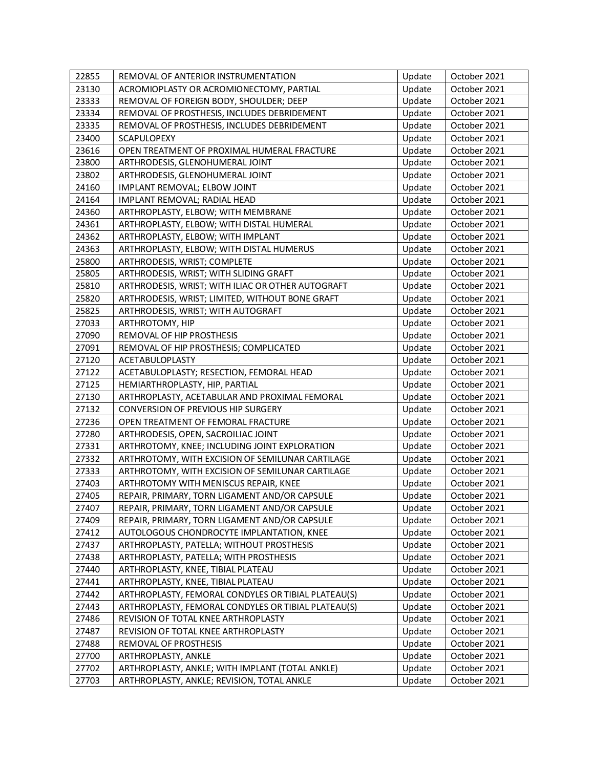| 22855 | REMOVAL OF ANTERIOR INSTRUMENTATION | Update | October 2021 |
|---|---|---|---|
| 23130 | ACROMIOPLASTY OR ACROMIONECTOMY, PARTIAL | Update | October 2021 |
| 23333 | REMOVAL OF FOREIGN BODY, SHOULDER; DEEP | Update | October 2021 |
| 23334 | REMOVAL OF PROSTHESIS, INCLUDES DEBRIDEMENT | Update | October 2021 |
| 23335 | REMOVAL OF PROSTHESIS, INCLUDES DEBRIDEMENT | Update | October 2021 |
| 23400 | SCAPULOPEXY | Update | October 2021 |
| 23616 | OPEN TREATMENT OF PROXIMAL HUMERAL FRACTURE | Update | October 2021 |
| 23800 | ARTHRODESIS, GLENOHUMERAL JOINT | Update | October 2021 |
| 23802 | ARTHRODESIS, GLENOHUMERAL JOINT | Update | October 2021 |
| 24160 | IMPLANT REMOVAL; ELBOW JOINT | Update | October 2021 |
| 24164 | IMPLANT REMOVAL; RADIAL HEAD | Update | October 2021 |
| 24360 | ARTHROPLASTY, ELBOW; WITH MEMBRANE | Update | October 2021 |
| 24361 | ARTHROPLASTY, ELBOW; WITH DISTAL HUMERAL | Update | October 2021 |
| 24362 | ARTHROPLASTY, ELBOW; WITH IMPLANT | Update | October 2021 |
| 24363 | ARTHROPLASTY, ELBOW; WITH DISTAL HUMERUS | Update | October 2021 |
| 25800 | ARTHRODESIS, WRIST; COMPLETE | Update | October 2021 |
| 25805 | ARTHRODESIS, WRIST; WITH SLIDING GRAFT | Update | October 2021 |
| 25810 | ARTHRODESIS, WRIST; WITH ILIAC OR OTHER AUTOGRAFT | Update | October 2021 |
| 25820 | ARTHRODESIS, WRIST; LIMITED, WITHOUT BONE GRAFT | Update | October 2021 |
| 25825 | ARTHRODESIS, WRIST; WITH AUTOGRAFT | Update | October 2021 |
| 27033 | ARTHROTOMY, HIP | Update | October 2021 |
| 27090 | REMOVAL OF HIP PROSTHESIS | Update | October 2021 |
| 27091 | REMOVAL OF HIP PROSTHESIS; COMPLICATED | Update | October 2021 |
| 27120 | ACETABULOPLASTY | Update | October 2021 |
| 27122 | ACETABULOPLASTY; RESECTION, FEMORAL HEAD | Update | October 2021 |
| 27125 | HEMIARTHROPLASTY, HIP, PARTIAL | Update | October 2021 |
| 27130 | ARTHROPLASTY, ACETABULAR AND PROXIMAL FEMORAL | Update | October 2021 |
| 27132 | CONVERSION OF PREVIOUS HIP SURGERY | Update | October 2021 |
| 27236 | OPEN TREATMENT OF FEMORAL FRACTURE | Update | October 2021 |
| 27280 | ARTHRODESIS, OPEN, SACROILIAC JOINT | Update | October 2021 |
| 27331 | ARTHROTOMY, KNEE; INCLUDING JOINT EXPLORATION | Update | October 2021 |
| 27332 | ARTHROTOMY, WITH EXCISION OF SEMILUNAR CARTILAGE | Update | October 2021 |
| 27333 | ARTHROTOMY, WITH EXCISION OF SEMILUNAR CARTILAGE | Update | October 2021 |
| 27403 | ARTHROTOMY WITH MENISCUS REPAIR, KNEE | Update | October 2021 |
| 27405 | REPAIR, PRIMARY, TORN LIGAMENT AND/OR CAPSULE | Update | October 2021 |
| 27407 | REPAIR, PRIMARY, TORN LIGAMENT AND/OR CAPSULE | Update | October 2021 |
| 27409 | REPAIR, PRIMARY, TORN LIGAMENT AND/OR CAPSULE | Update | October 2021 |
| 27412 | AUTOLOGOUS CHONDROCYTE IMPLANTATION, KNEE | Update | October 2021 |
| 27437 | ARTHROPLASTY, PATELLA; WITHOUT PROSTHESIS | Update | October 2021 |
| 27438 | ARTHROPLASTY, PATELLA; WITH PROSTHESIS | Update | October 2021 |
| 27440 | ARTHROPLASTY, KNEE, TIBIAL PLATEAU | Update | October 2021 |
| 27441 | ARTHROPLASTY, KNEE, TIBIAL PLATEAU | Update | October 2021 |
| 27442 | ARTHROPLASTY, FEMORAL CONDYLES OR TIBIAL PLATEAU(S) | Update | October 2021 |
| 27443 | ARTHROPLASTY, FEMORAL CONDYLES OR TIBIAL PLATEAU(S) | Update | October 2021 |
| 27486 | REVISION OF TOTAL KNEE ARTHROPLASTY | Update | October 2021 |
| 27487 | REVISION OF TOTAL KNEE ARTHROPLASTY | Update | October 2021 |
| 27488 | REMOVAL OF PROSTHESIS | Update | October 2021 |
| 27700 | ARTHROPLASTY, ANKLE | Update | October 2021 |
| 27702 | ARTHROPLASTY, ANKLE; WITH IMPLANT (TOTAL ANKLE) | Update | October 2021 |
| 27703 | ARTHROPLASTY, ANKLE; REVISION, TOTAL ANKLE | Update | October 2021 |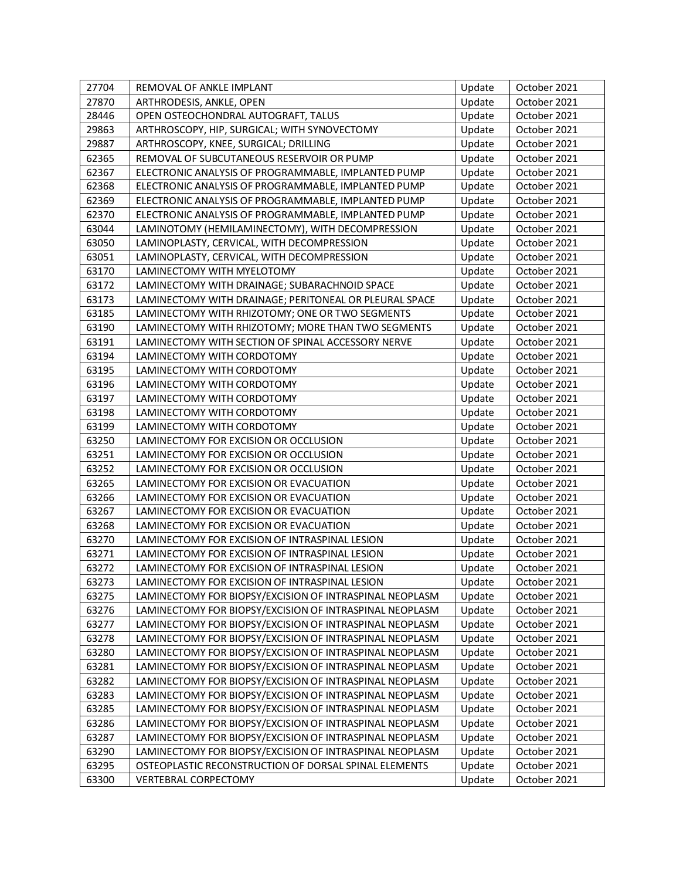| 27704 | REMOVAL OF ANKLE IMPLANT | Update | October 2021 |
|---|---|---|---|
| 27870 | ARTHRODESIS, ANKLE, OPEN | Update | October 2021 |
| 28446 | OPEN OSTEOCHONDRAL AUTOGRAFT, TALUS | Update | October 2021 |
| 29863 | ARTHROSCOPY, HIP, SURGICAL; WITH SYNOVECTOMY | Update | October 2021 |
| 29887 | ARTHROSCOPY, KNEE, SURGICAL; DRILLING | Update | October 2021 |
| 62365 | REMOVAL OF SUBCUTANEOUS RESERVOIR OR PUMP | Update | October 2021 |
| 62367 | ELECTRONIC ANALYSIS OF PROGRAMMABLE, IMPLANTED PUMP | Update | October 2021 |
| 62368 | ELECTRONIC ANALYSIS OF PROGRAMMABLE, IMPLANTED PUMP | Update | October 2021 |
| 62369 | ELECTRONIC ANALYSIS OF PROGRAMMABLE, IMPLANTED PUMP | Update | October 2021 |
| 62370 | ELECTRONIC ANALYSIS OF PROGRAMMABLE, IMPLANTED PUMP | Update | October 2021 |
| 63044 | LAMINOTOMY (HEMILAMINECTOMY), WITH DECOMPRESSION | Update | October 2021 |
| 63050 | LAMINOPLASTY, CERVICAL, WITH DECOMPRESSION | Update | October 2021 |
| 63051 | LAMINOPLASTY, CERVICAL, WITH DECOMPRESSION | Update | October 2021 |
| 63170 | LAMINECTOMY WITH MYELOTOMY | Update | October 2021 |
| 63172 | LAMINECTOMY WITH DRAINAGE; SUBARACHNOID SPACE | Update | October 2021 |
| 63173 | LAMINECTOMY WITH DRAINAGE; PERITONEAL OR PLEURAL SPACE | Update | October 2021 |
| 63185 | LAMINECTOMY WITH RHIZOTOMY; ONE OR TWO SEGMENTS | Update | October 2021 |
| 63190 | LAMINECTOMY WITH RHIZOTOMY; MORE THAN TWO SEGMENTS | Update | October 2021 |
| 63191 | LAMINECTOMY WITH SECTION OF SPINAL ACCESSORY NERVE | Update | October 2021 |
| 63194 | LAMINECTOMY WITH CORDOTOMY | Update | October 2021 |
| 63195 | LAMINECTOMY WITH CORDOTOMY | Update | October 2021 |
| 63196 | LAMINECTOMY WITH CORDOTOMY | Update | October 2021 |
| 63197 | LAMINECTOMY WITH CORDOTOMY | Update | October 2021 |
| 63198 | LAMINECTOMY WITH CORDOTOMY | Update | October 2021 |
| 63199 | LAMINECTOMY WITH CORDOTOMY | Update | October 2021 |
| 63250 | LAMINECTOMY FOR EXCISION OR OCCLUSION | Update | October 2021 |
| 63251 | LAMINECTOMY FOR EXCISION OR OCCLUSION | Update | October 2021 |
| 63252 | LAMINECTOMY FOR EXCISION OR OCCLUSION | Update | October 2021 |
| 63265 | LAMINECTOMY FOR EXCISION OR EVACUATION | Update | October 2021 |
| 63266 | LAMINECTOMY FOR EXCISION OR EVACUATION | Update | October 2021 |
| 63267 | LAMINECTOMY FOR EXCISION OR EVACUATION | Update | October 2021 |
| 63268 | LAMINECTOMY FOR EXCISION OR EVACUATION | Update | October 2021 |
| 63270 | LAMINECTOMY FOR EXCISION OF INTRASPINAL LESION | Update | October 2021 |
| 63271 | LAMINECTOMY FOR EXCISION OF INTRASPINAL LESION | Update | October 2021 |
| 63272 | LAMINECTOMY FOR EXCISION OF INTRASPINAL LESION | Update | October 2021 |
| 63273 | LAMINECTOMY FOR EXCISION OF INTRASPINAL LESION | Update | October 2021 |
| 63275 | LAMINECTOMY FOR BIOPSY/EXCISION OF INTRASPINAL NEOPLASM | Update | October 2021 |
| 63276 | LAMINECTOMY FOR BIOPSY/EXCISION OF INTRASPINAL NEOPLASM | Update | October 2021 |
| 63277 | LAMINECTOMY FOR BIOPSY/EXCISION OF INTRASPINAL NEOPLASM | Update | October 2021 |
| 63278 | LAMINECTOMY FOR BIOPSY/EXCISION OF INTRASPINAL NEOPLASM | Update | October 2021 |
| 63280 | LAMINECTOMY FOR BIOPSY/EXCISION OF INTRASPINAL NEOPLASM | Update | October 2021 |
| 63281 | LAMINECTOMY FOR BIOPSY/EXCISION OF INTRASPINAL NEOPLASM | Update | October 2021 |
| 63282 | LAMINECTOMY FOR BIOPSY/EXCISION OF INTRASPINAL NEOPLASM | Update | October 2021 |
| 63283 | LAMINECTOMY FOR BIOPSY/EXCISION OF INTRASPINAL NEOPLASM | Update | October 2021 |
| 63285 | LAMINECTOMY FOR BIOPSY/EXCISION OF INTRASPINAL NEOPLASM | Update | October 2021 |
| 63286 | LAMINECTOMY FOR BIOPSY/EXCISION OF INTRASPINAL NEOPLASM | Update | October 2021 |
| 63287 | LAMINECTOMY FOR BIOPSY/EXCISION OF INTRASPINAL NEOPLASM | Update | October 2021 |
| 63290 | LAMINECTOMY FOR BIOPSY/EXCISION OF INTRASPINAL NEOPLASM | Update | October 2021 |
| 63295 | OSTEOPLASTIC RECONSTRUCTION OF DORSAL SPINAL ELEMENTS | Update | October 2021 |
| 63300 | VERTEBRAL CORPECTOMY | Update | October 2021 |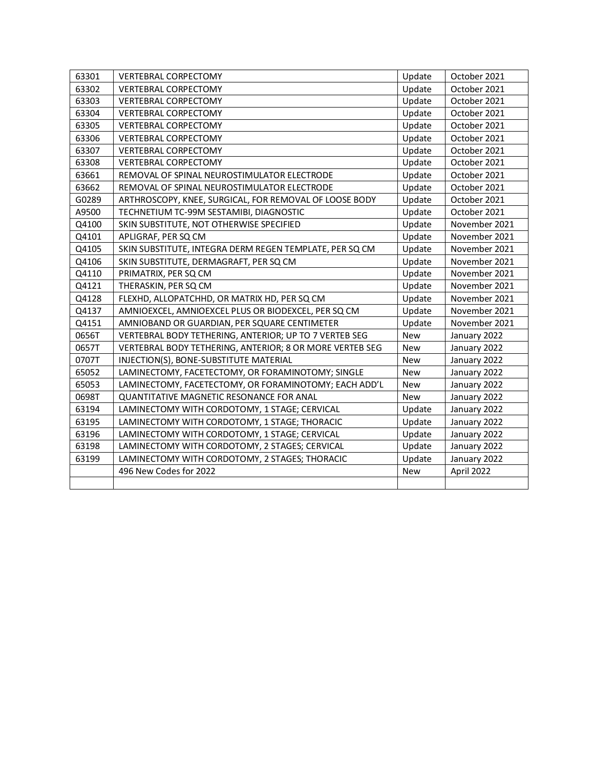| | | | |
|---|---|---|---|
| 63301 | VERTEBRAL CORPECTOMY | Update | October 2021 |
| 63302 | VERTEBRAL CORPECTOMY | Update | October 2021 |
| 63303 | VERTEBRAL CORPECTOMY | Update | October 2021 |
| 63304 | VERTEBRAL CORPECTOMY | Update | October 2021 |
| 63305 | VERTEBRAL CORPECTOMY | Update | October 2021 |
| 63306 | VERTEBRAL CORPECTOMY | Update | October 2021 |
| 63307 | VERTEBRAL CORPECTOMY | Update | October 2021 |
| 63308 | VERTEBRAL CORPECTOMY | Update | October 2021 |
| 63661 | REMOVAL OF SPINAL NEUROSTIMULATOR ELECTRODE | Update | October 2021 |
| 63662 | REMOVAL OF SPINAL NEUROSTIMULATOR ELECTRODE | Update | October 2021 |
| G0289 | ARTHROSCOPY, KNEE, SURGICAL, FOR REMOVAL OF LOOSE BODY | Update | October 2021 |
| A9500 | TECHNETIUM TC-99M SESTAMIBI, DIAGNOSTIC | Update | October 2021 |
| Q4100 | SKIN SUBSTITUTE, NOT OTHERWISE SPECIFIED | Update | November 2021 |
| Q4101 | APLIGRAF, PER SQ CM | Update | November 2021 |
| Q4105 | SKIN SUBSTITUTE, INTEGRA DERM REGEN TEMPLATE, PER SQ CM | Update | November 2021 |
| Q4106 | SKIN SUBSTITUTE, DERMAGRAFT, PER SQ CM | Update | November 2021 |
| Q4110 | PRIMATRIX, PER SQ CM | Update | November 2021 |
| Q4121 | THERASKIN, PER SQ CM | Update | November 2021 |
| Q4128 | FLEXHD, ALLOPATCHHD, OR MATRIX HD, PER SQ CM | Update | November 2021 |
| Q4137 | AMNIOEXCEL, AMNIOEXCEL PLUS OR BIODEXCEL, PER SQ CM | Update | November 2021 |
| Q4151 | AMNIOBAND OR GUARDIAN, PER SQUARE CENTIMETER | Update | November 2021 |
| 0656T | VERTEBRAL BODY TETHERING, ANTERIOR; UP TO 7 VERTEB SEG | New | January 2022 |
| 0657T | VERTEBRAL BODY TETHERING, ANTERIOR; 8 OR MORE VERTEB SEG | New | January 2022 |
| 0707T | INJECTION(S), BONE-SUBSTITUTE MATERIAL | New | January 2022 |
| 65052 | LAMINECTOMY, FACETECTOMY, OR FORAMINOTOMY; SINGLE | New | January 2022 |
| 65053 | LAMINECTOMY, FACETECTOMY, OR FORAMINOTOMY; EACH ADD'L | New | January 2022 |
| 0698T | QUANTITATIVE MAGNETIC RESONANCE FOR ANAL | New | January 2022 |
| 63194 | LAMINECTOMY WITH CORDOTOMY, 1 STAGE; CERVICAL | Update | January 2022 |
| 63195 | LAMINECTOMY WITH CORDOTOMY, 1 STAGE; THORACIC | Update | January 2022 |
| 63196 | LAMINECTOMY WITH CORDOTOMY, 1 STAGE; CERVICAL | Update | January 2022 |
| 63198 | LAMINECTOMY WITH CORDOTOMY, 2 STAGES; CERVICAL | Update | January 2022 |
| 63199 | LAMINECTOMY WITH CORDOTOMY, 2 STAGES; THORACIC | Update | January 2022 |
| | 496 New Codes for 2022 | New | April 2022 |
| | | | |